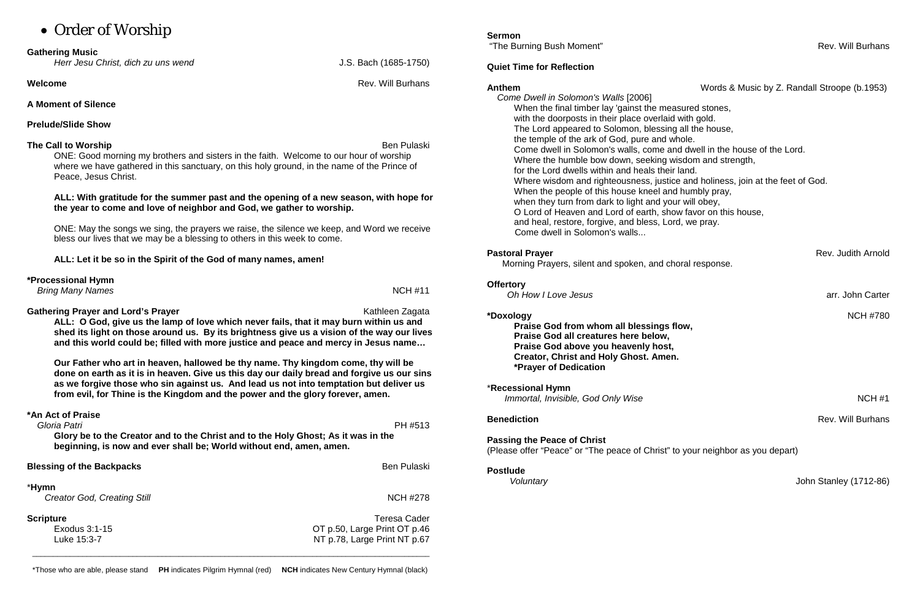# • Order of Worship

**Gathering Music**
*Herr Jesu Christ, dich zu uns wend* J.S. Bach (1685-1750)

**Welcome** Rev. Will Burhans

**A Moment of Silence**

**Prelude/Slide Show**

**The Call to Worship** Ben Pulaski

ONE: Good morning my brothers and sisters in the faith. Welcome to our hour of worship where we have gathered in this sanctuary, on this holy ground, in the name of the Prince of Peace, Jesus Christ.

**ALL: With gratitude for the summer past and the opening of a new season, with hope for the year to come and love of neighbor and God, we gather to worship.**

ONE: May the songs we sing, the prayers we raise, the silence we keep, and Word we receive bless our lives that we may be a blessing to others in this week to come.

**ALL: Let it be so in the Spirit of the God of many names, amen!**

**\*Processional Hymn**
*Bring Many Names* NCH #11

**Gathering Prayer and Lord's Prayer** Kathleen Zagata

**ALL: O God, give us the lamp of love which never fails, that it may burn within us and shed its light on those around us. By its brightness give us a vision of the way our lives and this world could be; filled with more justice and peace and mercy in Jesus name…**

**Our Father who art in heaven, hallowed be thy name. Thy kingdom come, thy will be done on earth as it is in heaven. Give us this day our daily bread and forgive us our sins as we forgive those who sin against us. And lead us not into temptation but deliver us from evil, for Thine is the Kingdom and the power and the glory forever, amen.**

**\*An Act of Praise**
*Gloria Patri* PH #513

**Glory be to the Creator and to the Christ and to the Holy Ghost; As it was in the beginning, is now and ever shall be; World without end, amen, amen.**

**Blessing of the Backpacks** Ben Pulaski

\***Hymn**
*Creator God, Creating Still* NCH #278

**Scripture** Teresa Cader
Exodus 3:1-15 OT p.50, Large Print OT p.46
Luke 15:3-7 NT p.78, Large Print NT p.67

**Sermon**
"The Burning Bush Moment" Rev. Will Burhans

**Quiet Time for Reflection**

**Anthem** Words & Music by Z. Randall Stroope (b.1953)
*Come Dwell in Solomon's Walls* [2006]

When the final timber lay 'gainst the measured stones,
with the doorposts in their place overlaid with gold.
The Lord appeared to Solomon, blessing all the house,
the temple of the ark of God, pure and whole.
Come dwell in Solomon's walls, come and dwell in the house of the Lord.
Where the humble bow down, seeking wisdom and strength,
for the Lord dwells within and heals their land.
Where wisdom and righteousness, justice and holiness, join at the feet of God.
When the people of this house kneel and humbly pray,
when they turn from dark to light and your will obey,
O Lord of Heaven and Lord of earth, show favor on this house,
and heal, restore, forgive, and bless, Lord, we pray.
Come dwell in Solomon's walls...

**Pastoral Prayer** Rev. Judith Arnold
Morning Prayers, silent and spoken, and choral response.

**Offertory**
*Oh How I Love Jesus* arr. John Carter

**\*Doxology** NCH #780

**Praise God from whom all blessings flow,**
**Praise God all creatures here below,**
**Praise God above you heavenly host,**
**Creator, Christ and Holy Ghost. Amen.**

**\*Prayer of Dedication**

\***Recessional Hymn**
*Immortal, Invisible, God Only Wise* NCH #1

**Benediction** Rev. Will Burhans

**Passing the Peace of Christ**
(Please offer "Peace" or "The peace of Christ" to your neighbor as you depart)

**Postlude**
*Voluntary* John Stanley (1712-86)

---

\*Those who are able, please stand **PH** indicates Pilgrim Hymnal (red) **NCH** indicates New Century Hymnal (black)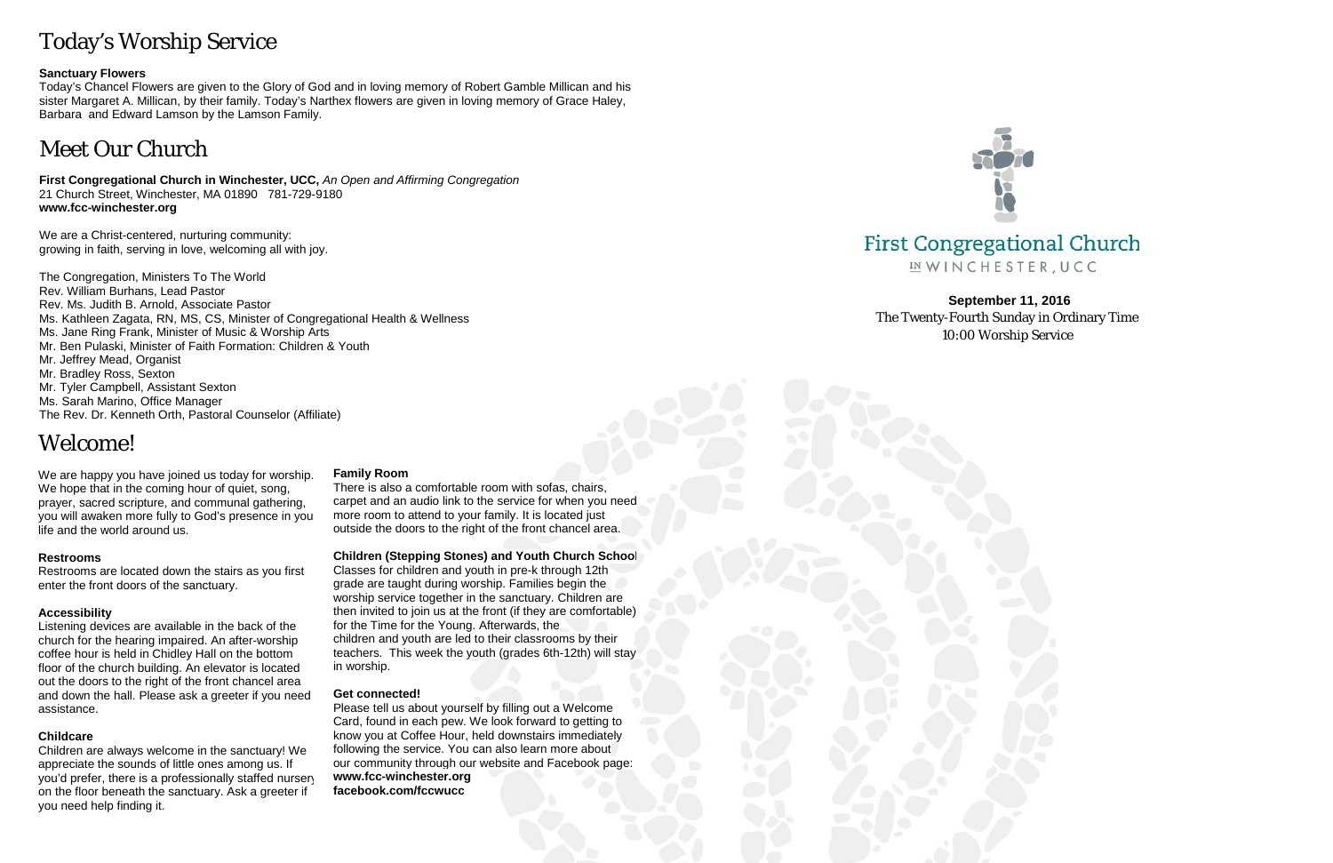# Today's Worship Service

**Sanctuary Flowers**

Today's Chancel Flowers are given to the Glory of God and in loving memory of Robert Gamble Millican and his sister Margaret A. Millican, by their family. Today's Narthex flowers are given in loving memory of Grace Haley, Barbara and Edward Lamson by the Lamson Family.

# Meet Our Church

**First Congregational Church in Winchester, UCC,** *An Open and Affirming Congregation*
21 Church Street, Winchester, MA 01890 781-729-9180
**www.fcc-winchester.org**

We are a Christ-centered, nurturing community:
growing in faith, serving in love, welcoming all with joy.

The Congregation, Ministers To The World
Rev. William Burhans, Lead Pastor
Rev. Ms. Judith B. Arnold, Associate Pastor
Ms. Kathleen Zagata, RN, MS, CS, Minister of Congregational Health & Wellness
Ms. Jane Ring Frank, Minister of Music & Worship Arts
Mr. Ben Pulaski, Minister of Faith Formation: Children & Youth
Mr. Jeffrey Mead, Organist
Mr. Bradley Ross, Sexton
Mr. Tyler Campbell, Assistant Sexton
Ms. Sarah Marino, Office Manager
The Rev. Dr. Kenneth Orth, Pastoral Counselor (Affiliate)

# Welcome!

We are happy you have joined us today for worship. We hope that in the coming hour of quiet, song, prayer, sacred scripture, and communal gathering, you will awaken more fully to God's presence in you life and the world around us.

**Restrooms**

Restrooms are located down the stairs as you first enter the front doors of the sanctuary.

**Accessibility**

Listening devices are available in the back of the church for the hearing impaired. An after-worship coffee hour is held in Chidley Hall on the bottom floor of the church building. An elevator is located out the doors to the right of the front chancel area and down the hall. Please ask a greeter if you need assistance.

**Childcare**

Children are always welcome in the sanctuary! We appreciate the sounds of little ones among us. If you'd prefer, there is a professionally staffed nursery on the floor beneath the sanctuary. Ask a greeter if you need help finding it.

**Family Room**

There is also a comfortable room with sofas, chairs, carpet and an audio link to the service for when you need more room to attend to your family. It is located just outside the doors to the right of the front chancel area.

**Children (Stepping Stones) and Youth Church School**

Classes for children and youth in pre-k through 12th grade are taught during worship. Families begin the worship service together in the sanctuary. Children are then invited to join us at the front (if they are comfortable) for the Time for the Young. Afterwards, the children and youth are led to their classrooms by their teachers. This week the youth (grades 6th-12th) will stay in worship.

**Get connected!**

Please tell us about yourself by filling out a Welcome Card, found in each pew. We look forward to getting to know you at Coffee Hour, held downstairs immediately following the service. You can also learn more about our community through our website and Facebook page:
**www.fcc-winchester.org**
**facebook.com/fccwucc**

First Congregational Church
IN WINCHESTER, UCC

**September 11, 2016**
The Twenty-Fourth Sunday in Ordinary Time
10:00 Worship Service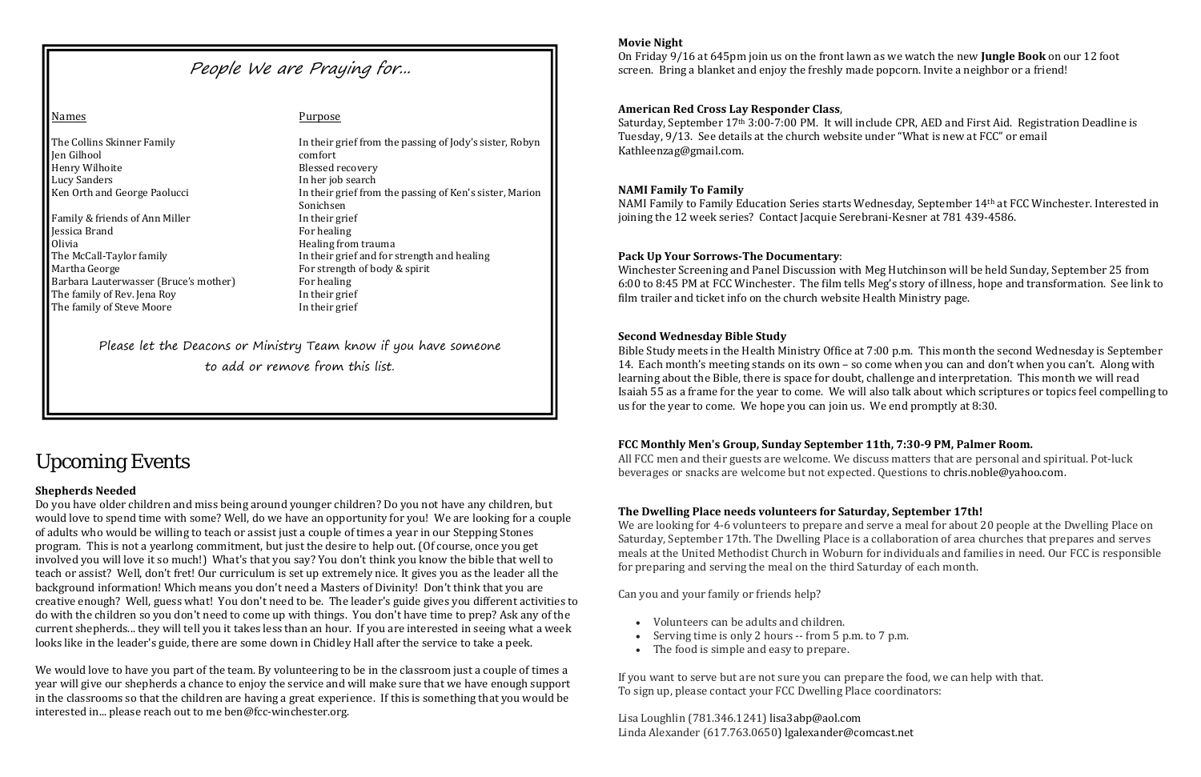## People We are Praying for...

| Names | Purpose |
|---|---|
| The Collins Skinner Family | In their grief from the passing of Jody's sister, Robyn |
| Jen Gilhool | comfort |
| Henry Wilhoite | Blessed recovery |
| Lucy Sanders | In her job search |
| Ken Orth and George Paolucci | In their grief from the passing of Ken's sister, Marion Sonichsen |
| Family & friends of Ann Miller | In their grief |
| Jessica Brand | For healing |
| Olivia | Healing from trauma |
| The McCall-Taylor family | In their grief and for strength and healing |
| Martha George | For strength of body & spirit |
| Barbara Lauterwasser (Bruce's mother) | For healing |
| The family of Rev. Jena Roy | In their grief |
| The family of Steve Moore | In their grief |

Please let the Deacons or Ministry Team know if you have someone to add or remove from this list.

# Upcoming Events

**Shepherds Needed**

Do you have older children and miss being around younger children? Do you not have any children, but would love to spend time with some? Well, do we have an opportunity for you! We are looking for a couple of adults who would be willing to teach or assist just a couple of times a year in our Stepping Stones program. This is not a yearlong commitment, but just the desire to help out. (Of course, once you get involved you will love it so much!) What's that you say? You don't think you know the bible that well to teach or assist? Well, don't fret! Our curriculum is set up extremely nice. It gives you as the leader all the background information! Which means you don't need a Masters of Divinity! Don't think that you are creative enough? Well, guess what! You don't need to be. The leader's guide gives you different activities to do with the children so you don't need to come up with things. You don't have time to prep? Ask any of the current shepherds... they will tell you it takes less than an hour. If you are interested in seeing what a week looks like in the leader's guide, there are some down in Chidley Hall after the service to take a peek.

We would love to have you part of the team. By volunteering to be in the classroom just a couple of times a year will give our shepherds a chance to enjoy the service and will make sure that we have enough support in the classrooms so that the children are having a great experience. If this is something that you would be interested in... please reach out to me ben@fcc-winchester.org.

**Movie Night**

On Friday 9/16 at 645pm join us on the front lawn as we watch the new **Jungle Book** on our 12 foot screen. Bring a blanket and enjoy the freshly made popcorn. Invite a neighbor or a friend!

**American Red Cross Lay Responder Class**,

Saturday, September 17th 3:00-7:00 PM. It will include CPR, AED and First Aid. Registration Deadline is Tuesday, 9/13. See details at the church website under "What is new at FCC" or email Kathleenzag@gmail.com.

**NAMI Family To Family**

NAMI Family to Family Education Series starts Wednesday, September 14th at FCC Winchester. Interested in joining the 12 week series? Contact Jacquie Serebrani-Kesner at 781 439-4586.

**Pack Up Your Sorrows-The Documentary**:

Winchester Screening and Panel Discussion with Meg Hutchinson will be held Sunday, September 25 from 6:00 to 8:45 PM at FCC Winchester. The film tells Meg's story of illness, hope and transformation. See link to film trailer and ticket info on the church website Health Ministry page.

**Second Wednesday Bible Study**

Bible Study meets in the Health Ministry Office at 7:00 p.m. This month the second Wednesday is September 14. Each month's meeting stands on its own – so come when you can and don't when you can't. Along with learning about the Bible, there is space for doubt, challenge and interpretation. This month we will read Isaiah 55 as a frame for the year to come. We will also talk about which scriptures or topics feel compelling to us for the year to come. We hope you can join us. We end promptly at 8:30.

**FCC Monthly Men's Group, Sunday September 11th, 7:30-9 PM, Palmer Room.**

All FCC men and their guests are welcome. We discuss matters that are personal and spiritual. Pot-luck beverages or snacks are welcome but not expected. Questions to chris.noble@yahoo.com.

**The Dwelling Place needs volunteers for Saturday, September 17th!**

We are looking for 4-6 volunteers to prepare and serve a meal for about 20 people at the Dwelling Place on Saturday, September 17th. The Dwelling Place is a collaboration of area churches that prepares and serves meals at the United Methodist Church in Woburn for individuals and families in need. Our FCC is responsible for preparing and serving the meal on the third Saturday of each month.

Can you and your family or friends help?

- Volunteers can be adults and children.
- Serving time is only 2 hours -- from 5 p.m. to 7 p.m.
- The food is simple and easy to prepare.

If you want to serve but are not sure you can prepare the food, we can help with that.
To sign up, please contact your FCC Dwelling Place coordinators:

Lisa Loughlin (781.346.1241) lisa3abp@aol.com
Linda Alexander (617.763.0650) lgalexander@comcast.net